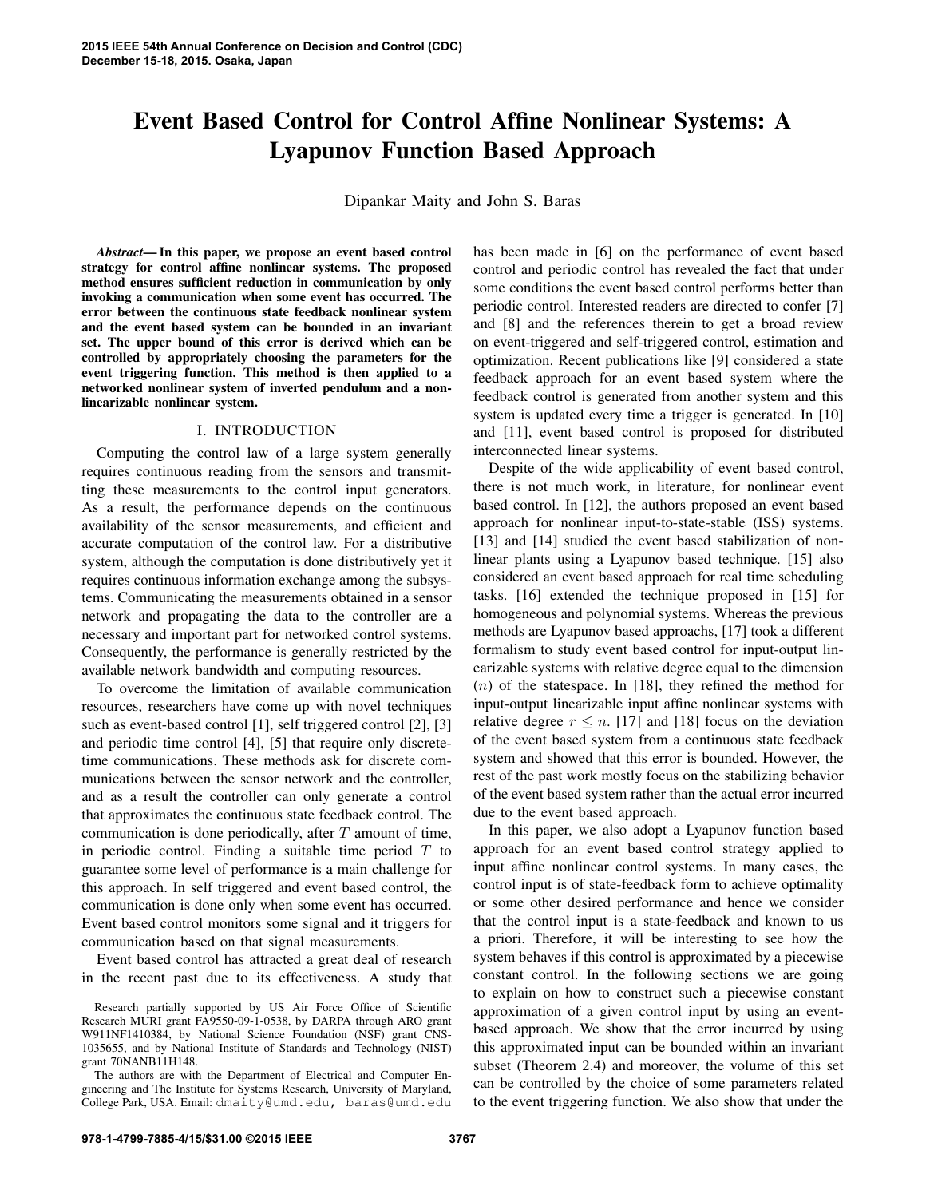# Event Based Control for Control Affine Nonlinear Systems: A Lyapunov Function Based Approach

Dipankar Maity and John S. Baras

***Abstract*— In this paper, we propose an event based control strategy for control affine nonlinear systems. The proposed method ensures sufficient reduction in communication by only invoking a communication when some event has occurred. The error between the continuous state feedback nonlinear system and the event based system can be bounded in an invariant set. The upper bound of this error is derived which can be controlled by appropriately choosing the parameters for the event triggering function. This method is then applied to a networked nonlinear system of inverted pendulum and a non-linearizable nonlinear system.**

## I. INTRODUCTION

Computing the control law of a large system generally requires continuous reading from the sensors and transmitting these measurements to the control input generators. As a result, the performance depends on the continuous availability of the sensor measurements, and efficient and accurate computation of the control law. For a distributive system, although the computation is done distributively yet it requires continuous information exchange among the subsystems. Communicating the measurements obtained in a sensor network and propagating the data to the controller are a necessary and important part for networked control systems. Consequently, the performance is generally restricted by the available network bandwidth and computing resources.

To overcome the limitation of available communication resources, researchers have come up with novel techniques such as event-based control [1], self triggered control [2], [3] and periodic time control [4], [5] that require only discrete-time communications. These methods ask for discrete communications between the sensor network and the controller, and as a result the controller can only generate a control that approximates the continuous state feedback control. The communication is done periodically, after $T$ amount of time, in periodic control. Finding a suitable time period $T$ to guarantee some level of performance is a main challenge for this approach. In self triggered and event based control, the communication is done only when some event has occurred. Event based control monitors some signal and it triggers for communication based on that signal measurements.

Event based control has attracted a great deal of research in the recent past due to its effectiveness. A study that has been made in [6] on the performance of event based control and periodic control has revealed the fact that under some conditions the event based control performs better than periodic control. Interested readers are directed to confer [7] and [8] and the references therein to get a broad review on event-triggered and self-triggered control, estimation and optimization. Recent publications like [9] considered a state feedback approach for an event based system where the feedback control is generated from another system and this system is updated every time a trigger is generated. In [10] and [11], event based control is proposed for distributed interconnected linear systems.

Despite of the wide applicability of event based control, there is not much work, in literature, for nonlinear event based control. In [12], the authors proposed an event based approach for nonlinear input-to-state-stable (ISS) systems. [13] and [14] studied the event based stabilization of nonlinear plants using a Lyapunov based technique. [15] also considered an event based approach for real time scheduling tasks. [16] extended the technique proposed in [15] for homogeneous and polynomial systems. Whereas the previous methods are Lyapunov based approachs, [17] took a different formalism to study event based control for input-output linearizable systems with relative degree equal to the dimension ($n$) of the statespace. In [18], they refined the method for input-output linearizable input affine nonlinear systems with relative degree $r \leq n$. [17] and [18] focus on the deviation of the event based system from a continuous state feedback system and showed that this error is bounded. However, the rest of the past work mostly focus on the stabilizing behavior of the event based system rather than the actual error incurred due to the event based approach.

In this paper, we also adopt a Lyapunov function based approach for an event based control strategy applied to input affine nonlinear control systems. In many cases, the control input is of state-feedback form to achieve optimality or some other desired performance and hence we consider that the control input is a state-feedback and known to us a priori. Therefore, it will be interesting to see how the system behaves if this control is approximated by a piecewise constant control. In the following sections we are going to explain on how to construct such a piecewise constant approximation of a given control input by using an event-based approach. We show that the error incurred by using this approximated input can be bounded within an invariant subset (Theorem 2.4) and moreover, the volume of this set can be controlled by the choice of some parameters related to the event triggering function. We also show that under the

Research partially supported by US Air Force Office of Scientific Research MURI grant FA9550-09-1-0538, by DARPA through ARO grant W911NF1410384, by National Science Foundation (NSF) grant CNS-1035655, and by National Institute of Standards and Technology (NIST) grant 70NANB11H148.

The authors are with the Department of Electrical and Computer Engineering and The Institute for Systems Research, University of Maryland, College Park, USA. Email: dmaity@umd.edu, baras@umd.edu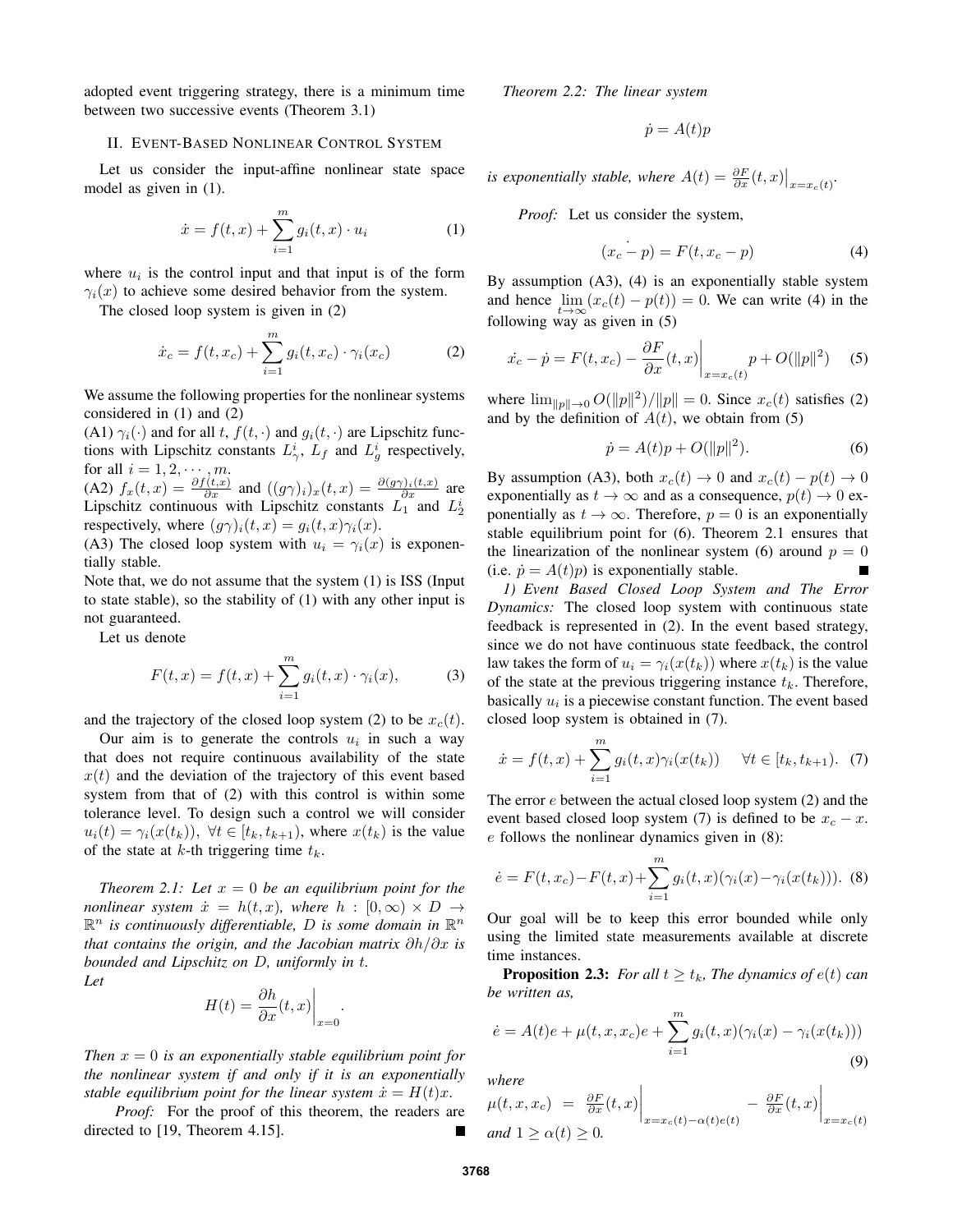adopted event triggering strategy, there is a minimum time between two successive events (Theorem 3.1)

## II. Event-Based Nonlinear Control System

Let us consider the input-affine nonlinear state space model as given in (1).

$$\dot{x} = f(t,x) + \sum_{i=1}^{m} g_i(t,x) \cdot u_i \tag{1}$$

where $u_i$ is the control input and that input is of the form $\gamma_i(x)$ to achieve some desired behavior from the system.

The closed loop system is given in (2)

$$\dot{x}_c = f(t,x_c) + \sum_{i=1}^{m} g_i(t,x_c) \cdot \gamma_i(x_c) \tag{2}$$

We assume the following properties for the nonlinear systems considered in (1) and (2)

(A1) $\gamma_i(\cdot)$ and for all $t$, $f(t,\cdot)$ and $g_i(t,\cdot)$ are Lipschitz functions with Lipschitz constants $L_\gamma^i$, $L_f$ and $L_g^i$ respectively, for all $i = 1, 2, \cdots, m$.

(A2) $f_x(t,x) = \frac{\partial f(t,x)}{\partial x}$ and $((g\gamma)_i)_x(t,x) = \frac{\partial (g\gamma)_i(t,x)}{\partial x}$ are Lipschitz continuous with Lipschitz constants $L_1$ and $L_2^i$ respectively, where $(g\gamma)_i(t,x) = g_i(t,x)\gamma_i(x)$.

(A3) The closed loop system with $u_i = \gamma_i(x)$ is exponentially stable.

Note that, we do not assume that the system (1) is ISS (Input to state stable), so the stability of (1) with any other input is not guaranteed.

Let us denote

$$F(t,x) = f(t,x) + \sum_{i=1}^{m} g_i(t,x) \cdot \gamma_i(x), \tag{3}$$

and the trajectory of the closed loop system (2) to be $x_c(t)$.

Our aim is to generate the controls $u_i$ in such a way that does not require continuous availability of the state $x(t)$ and the deviation of the trajectory of this event based system from that of (2) with this control is within some tolerance level. To design such a control we will consider $u_i(t) = \gamma_i(x(t_k))$, $\forall t \in [t_k, t_{k+1})$, where $x(t_k)$ is the value of the state at $k$-th triggering time $t_k$.

*Theorem 2.1: Let $x = 0$ be an equilibrium point for the nonlinear system $\dot{x} = h(t,x)$, where $h : [0,\infty) \times D \to \mathbb{R}^n$ is continuously differentiable, $D$ is some domain in $\mathbb{R}^n$ that contains the origin, and the Jacobian matrix $\partial h/\partial x$ is bounded and Lipschitz on $D$, uniformly in $t$. Let*

$$H(t) = \left.\frac{\partial h}{\partial x}(t,x)\right|_{x=0}.$$

*Then $x = 0$ is an exponentially stable equilibrium point for the nonlinear system if and only if it is an exponentially stable equilibrium point for the linear system $\dot{x} = H(t)x$.*

*Proof:* For the proof of this theorem, the readers are directed to [19, Theorem 4.15]. ■

*Theorem 2.2: The linear system*

$$\dot{p} = A(t)p$$

*is exponentially stable, where $A(t) = \left.\frac{\partial F}{\partial x}(t,x)\right|_{x=x_c(t)}$.*

*Proof:* Let us consider the system,

$$(\dot{x_c - p}) = F(t, x_c - p) \tag{4}$$

By assumption (A3), (4) is an exponentially stable system and hence $\lim_{t\to\infty}(x_c(t) - p(t)) = 0$. We can write (4) in the following way as given in (5)

$$\dot{x_c} - \dot{p} = F(t,x_c) - \left.\frac{\partial F}{\partial x}(t,x)\right|_{x=x_c(t)} p + O(\|p\|^2) \tag{5}$$

where $\lim_{\|p\|\to 0} O(\|p\|^2)/\|p\| = 0$. Since $x_c(t)$ satisfies (2) and by the definition of $A(t)$, we obtain from (5)

$$\dot{p} = A(t)p + O(\|p\|^2). \tag{6}$$

By assumption (A3), both $x_c(t) \to 0$ and $x_c(t) - p(t) \to 0$ exponentially as $t \to \infty$ and as a consequence, $p(t) \to 0$ exponentially as $t \to \infty$. Therefore, $p = 0$ is an exponentially stable equilibrium point for (6). Theorem 2.1 ensures that the linearization of the nonlinear system (6) around $p = 0$ (i.e. $\dot{p} = A(t)p$) is exponentially stable. ■

*1) Event Based Closed Loop System and The Error Dynamics:* The closed loop system with continuous state feedback is represented in (2). In the event based strategy, since we do not have continuous state feedback, the control law takes the form of $u_i = \gamma_i(x(t_k))$ where $x(t_k)$ is the value of the state at the previous triggering instance $t_k$. Therefore, basically $u_i$ is a piecewise constant function. The event based closed loop system is obtained in (7).

$$\dot{x} = f(t,x) + \sum_{i=1}^{m} g_i(t,x)\gamma_i(x(t_k)) \quad \forall t \in [t_k, t_{k+1}). \tag{7}$$

The error $e$ between the actual closed loop system (2) and the event based closed loop system (7) is defined to be $x_c - x$. $e$ follows the nonlinear dynamics given in (8):

$$\dot{e} = F(t,x_c) - F(t,x) + \sum_{i=1}^{m} g_i(t,x)(\gamma_i(x) - \gamma_i(x(t_k))). \tag{8}$$

Our goal will be to keep this error bounded while only using the limited state measurements available at discrete time instances.

**Proposition 2.3:** *For all $t \geq t_k$, The dynamics of $e(t)$ can be written as,*

$$\dot{e} = A(t)e + \mu(t,x,x_c)e + \sum_{i=1}^{m} g_i(t,x)(\gamma_i(x) - \gamma_i(x(t_k))) \tag{9}$$

*where*

$\mu(t,x,x_c) = \left.\frac{\partial F}{\partial x}(t,x)\right|_{x=x_c(t)-\alpha(t)e(t)} - \left.\frac{\partial F}{\partial x}(t,x)\right|_{x=x_c(t)}$ *and $1 \geq \alpha(t) \geq 0$.*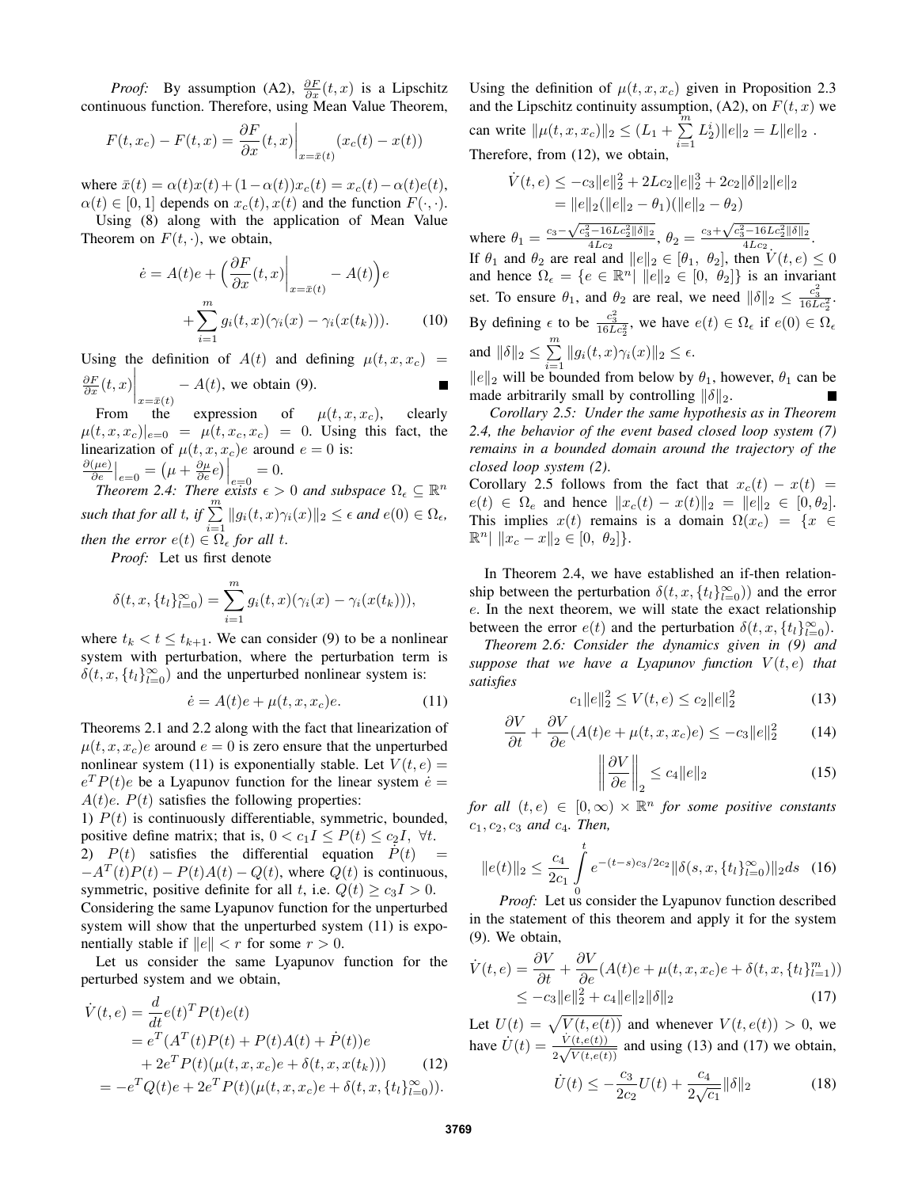*Proof:* By assumption (A2), $\frac{\partial F}{\partial x}(t,x)$ is a Lipschitz continuous function. Therefore, using Mean Value Theorem,

$$F(t,x_c) - F(t,x) = \frac{\partial F}{\partial x}(t,x)\bigg|_{x=\bar{x}(t)}(x_c(t) - x(t))$$

where $\bar{x}(t) = \alpha(t)x(t) + (1-\alpha(t))x_c(t) = x_c(t) - \alpha(t)e(t)$, $\alpha(t) \in [0,1]$ depends on $x_c(t), x(t)$ and the function $F(\cdot,\cdot)$.

Using (8) along with the application of Mean Value Theorem on $F(t,\cdot)$, we obtain,

$$\dot{e} = A(t)e + \Big(\frac{\partial F}{\partial x}(t,x)\bigg|_{x=\bar{x}(t)} - A(t)\Big)e + \sum_{i=1}^{m} g_i(t,x)(\gamma_i(x) - \gamma_i(x(t_k))). \tag{10}$$

Using the definition of $A(t)$ and defining $\mu(t,x,x_c) = \frac{\partial F}{\partial x}(t,x)\bigg|_{x=\bar{x}(t)} - A(t)$, we obtain (9). ∎

From the expression of $\mu(t,x,x_c)$, clearly $\mu(t,x,x_c)|_{e=0} = \mu(t,x_c,x_c) = 0$. Using this fact, the linearization of $\mu(t,x,x_c)e$ around $e=0$ is: $\frac{\partial(\mu e)}{\partial e}\big|_{e=0} = \big(\mu + \frac{\partial \mu}{\partial e}e\big)\Big|_{e=0} = 0$.

*Theorem 2.4: There exists $\epsilon > 0$ and subspace $\Omega_\epsilon \subseteq \mathbb{R}^n$ such that for all t, if $\sum_{i=1}^{m}\|g_i(t,x)\gamma_i(x)\|_2 \leq \epsilon$ and $e(0) \in \Omega_\epsilon$, then the error $e(t) \in \Omega_\epsilon$ for all t.*

*Proof:* Let us first denote

$$\delta(t,x,\{t_l\}_{l=0}^{\infty}) = \sum_{i=1}^{m} g_i(t,x)(\gamma_i(x) - \gamma_i(x(t_k))),$$

where $t_k < t \leq t_{k+1}$. We can consider (9) to be a nonlinear system with perturbation, where the perturbation term is $\delta(t,x,\{t_l\}_{l=0}^{\infty})$ and the unperturbed nonlinear system is:

$$\dot{e} = A(t)e + \mu(t,x,x_c)e. \tag{11}$$

Theorems 2.1 and 2.2 along with the fact that linearization of $\mu(t,x,x_c)e$ around $e=0$ is zero ensure that the unperturbed nonlinear system (11) is exponentially stable. Let $V(t,e) = e^T P(t)e$ be a Lyapunov function for the linear system $\dot{e} = A(t)e$. $P(t)$ satisfies the following properties:

1) $P(t)$ is continuously differentiable, symmetric, bounded, positive define matrix; that is, $0 < c_1 I \leq P(t) \leq c_2 I, \ \forall t$.

2) $P(t)$ satisfies the differential equation $\dot{P}(t) = -A^T(t)P(t) - P(t)A(t) - Q(t)$, where $Q(t)$ is continuous, symmetric, positive definite for all t, i.e. $Q(t) \geq c_3 I > 0$.

Considering the same Lyapunov function for the unperturbed system will show that the unperturbed system (11) is exponentially stable if $\|e\| < r$ for some $r > 0$.

Let us consider the same Lyapunov function for the perturbed system and we obtain,

$$\begin{aligned}
\dot{V}(t,e) &= \frac{d}{dt}e(t)^T P(t)e(t) \\
&= e^T(A^T(t)P(t) + P(t)A(t) + \dot{P}(t))e \\
&\quad + 2e^T P(t)(\mu(t,x,x_c)e + \delta(t,x,t_k))) \qquad (12) \\
&= -e^T Q(t)e + 2e^T P(t)(\mu(t,x,x_c)e + \delta(t,x,\{t_l\}_{l=0}^{\infty})).
\end{aligned}$$

Using the definition of $\mu(t,x,x_c)$ given in Proposition 2.3 and the Lipschitz continuity assumption, (A2), on $F(t,x)$ we can write $\|\mu(t,x,x_c)\|_2 \leq (L_1 + \sum_{i=1}^{m} L_2^i)\|e\|_2 = L\|e\|_2$. Therefore, from (12), we obtain,

$$\begin{aligned}
\dot{V}(t,e) &\leq -c_3\|e\|_2^2 + 2Lc_2\|e\|_2^3 + 2c_2\|\delta\|_2\|e\|_2 \\
&= \|e\|_2(\|e\|_2 - \theta_1)(\|e\|_2 - \theta_2)
\end{aligned}$$

where $\theta_1 = \frac{c_3 - \sqrt{c_3^2 - 16Lc_2^2\|\delta\|_2}}{4Lc_2}$, $\theta_2 = \frac{c_3 + \sqrt{c_3^2 - 16Lc_2^2\|\delta\|_2}}{4Lc_2}$.

If $\theta_1$ and $\theta_2$ are real and $\|e\|_2 \in [\theta_1, \ \theta_2]$, then $\dot{V}(t,e) \leq 0$ and hence $\Omega_\epsilon = \{e \in \mathbb{R}^n | \ \|e\|_2 \in [0, \ \theta_2]\}$ is an invariant set. To ensure $\theta_1$, and $\theta_2$ are real, we need $\|\delta\|_2 \leq \frac{c_3^2}{16Lc_2^2}$. By defining $\epsilon$ to be $\frac{c_3^2}{16Lc_2^2}$, we have $e(t) \in \Omega_\epsilon$ if $e(0) \in \Omega_\epsilon$ and $\|\delta\|_2 \leq \sum_{i=1}^{m}\|g_i(t,x)\gamma_i(x)\|_2 \leq \epsilon$.

$\|e\|_2$ will be bounded from below by $\theta_1$, however, $\theta_1$ can be made arbitrarily small by controlling $\|\delta\|_2$. ∎

*Corollary 2.5: Under the same hypothesis as in Theorem 2.4, the behavior of the event based closed loop system (7) remains in a bounded domain around the trajectory of the closed loop system (2).*

Corollary 2.5 follows from the fact that $x_c(t) - x(t) = e(t) \in \Omega_e$ and hence $\|x_c(t) - x(t)\|_2 = \|e\|_2 \in [0, \theta_2]$. This implies $x(t)$ remains is a domain $\Omega(x_c) = \{x \in \mathbb{R}^n | \ \|x_c - x\|_2 \in [0, \ \theta_2]\}$.

In Theorem 2.4, we have established an if-then relationship between the perturbation $\delta(t,x,\{t_l\}_{l=0}^{\infty}))$ and the error $e$. In the next theorem, we will state the exact relationship between the error $e(t)$ and the perturbation $\delta(t,x,\{t_l\}_{l=0}^{\infty})$.

*Theorem 2.6: Consider the dynamics given in (9) and suppose that we have a Lyapunov function $V(t,e)$ that satisfies*

$$c_1\|e\|_2^2 \leq V(t,e) \leq c_2\|e\|_2^2 \tag{13}$$

$$\frac{\partial V}{\partial t} + \frac{\partial V}{\partial e}(A(t)e + \mu(t,x,x_c)e) \leq -c_3\|e\|_2^2 \tag{14}$$

$$\left\|\frac{\partial V}{\partial e}\right\|_2 \leq c_4\|e\|_2 \tag{15}$$

*for all $(t,e) \in [0,\infty) \times \mathbb{R}^n$ for some positive constants $c_1, c_2, c_3$ and $c_4$. Then,*

$$\|e(t)\|_2 \leq \frac{c_4}{2c_1}\int_0^t e^{-(t-s)c_3/2c_2}\|\delta(s,x,\{t_l\}_{l=0}^{\infty})\|_2 ds \tag{16}$$

*Proof:* Let us consider the Lyapunov function described in the statement of this theorem and apply it for the system (9). We obtain,

$$\begin{aligned}
\dot{V}(t,e) &= \frac{\partial V}{\partial t} + \frac{\partial V}{\partial e}(A(t)e + \mu(t,x,x_c)e + \delta(t,x,\{t_l\}_{l=1}^{m})) \\
&\leq -c_3\|e\|_2^2 + c_4\|e\|_2\|\delta\|_2 \qquad (17)
\end{aligned}$$

Let $U(t) = \sqrt{V(t,e(t))}$ and whenever $V(t,e(t)) > 0$, we have $\dot{U}(t) = \frac{\dot{V}(t,e(t))}{2\sqrt{V(t,e(t))}}$ and using (13) and (17) we obtain,

$$\dot{U}(t) \leq -\frac{c_3}{2c_2}U(t) + \frac{c_4}{2\sqrt{c_1}}\|\delta\|_2 \tag{18}$$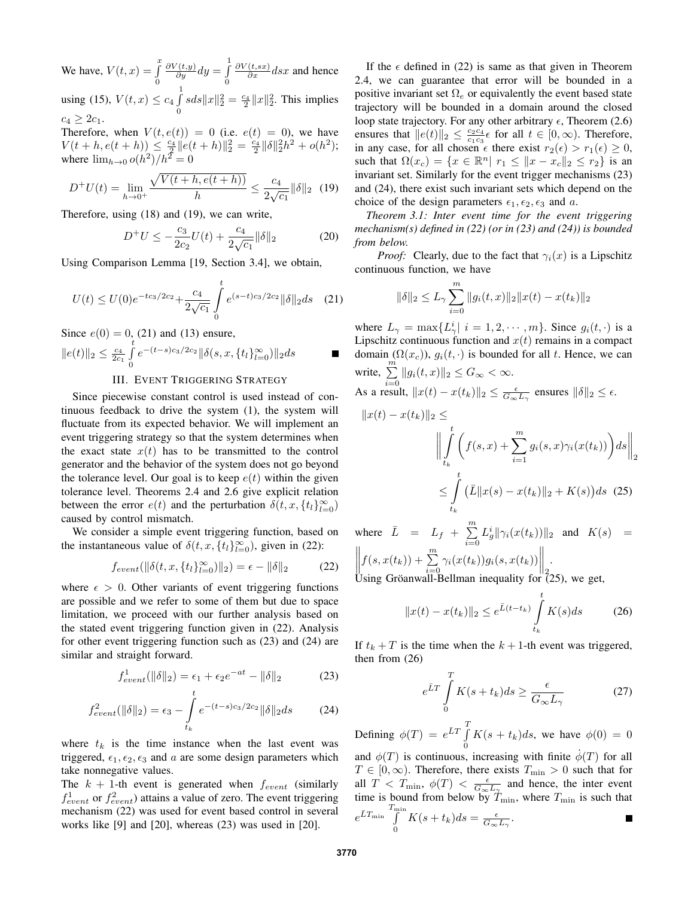We have, $V(t,x) = \int_0^x \frac{\partial V(t,y)}{\partial y} dy = \int_0^1 \frac{\partial V(t,sx)}{\partial x} ds x$ and hence using (15), $V(t,x) \le c_4 \int_0^1 s ds \|x\|_2^2 = \frac{c_4}{2}\|x\|_2^2$. This implies $c_4 \ge 2c_1$.

Therefore, when $V(t,e(t)) = 0$ (i.e. $e(t) = 0$), we have $V(t+h, e(t+h)) \le \frac{c_4}{2}\|e(t+h)\|_2^2 = \frac{c_4}{2}\|\delta\|_2^2 h^2 + o(h^2)$; where $\lim_{h\to 0} o(h^2)/h^2 = 0$

$$D^+U(t) = \lim_{h\to 0^+} \frac{\sqrt{V(t+h, e(t+h))}}{h} \le \frac{c_4}{2\sqrt{c_1}}\|\delta\|_2 \quad (19)$$

Therefore, using (18) and (19), we can write,

$$D^+U \le -\frac{c_3}{2c_2}U(t) + \frac{c_4}{2\sqrt{c_1}}\|\delta\|_2 \quad (20)$$

Using Comparison Lemma [19, Section 3.4], we obtain,

$$U(t) \le U(0)e^{-tc_3/2c_2} + \frac{c_4}{2\sqrt{c_1}} \int_0^t e^{(s-t)c_3/2c_2}\|\delta\|_2 ds \quad (21)$$

Since $e(0) = 0$, (21) and (13) ensure,

$\|e(t)\|_2 \le \frac{c_4}{2c_1} \int_0^t e^{-(t-s)c_3/2c_2} \|\delta(s, x, \{t_l\}_{l=0}^{\infty})\|_2 ds$ ■

## III. Event Triggering Strategy

Since piecewise constant control is used instead of continuous feedback to drive the system (1), the system will fluctuate from its expected behavior. We will implement an event triggering strategy so that the system determines when the exact state $x(t)$ has to be transmitted to the control generator and the behavior of the system does not go beyond the tolerance level. Our goal is to keep $e(t)$ within the given tolerance level. Theorems 2.4 and 2.6 give explicit relation between the error $e(t)$ and the perturbation $\delta(t, x, \{t_l\}_{l=0}^{\infty})$ caused by control mismatch.

We consider a simple event triggering function, based on the instantaneous value of $\delta(t, x, \{t_l\}_{l=0}^{\infty})$, given in (22):

$$f_{event}(\|\delta(t, x, \{t_l\}_{l=0}^{\infty})\|_2) = \epsilon - \|\delta\|_2 \quad (22)$$

where $\epsilon > 0$. Other variants of event triggering functions are possible and we refer to some of them but due to space limitation, we proceed with our further analysis based on the stated event triggering function given in (22). Analysis for other event triggering function such as (23) and (24) are similar and straight forward.

$$f^1_{event}(\|\delta\|_2) = \epsilon_1 + \epsilon_2 e^{-at} - \|\delta\|_2 \quad (23)$$

$$f^2_{event}(\|\delta\|_2) = \epsilon_3 - \int_{t_k}^{t} e^{-(t-s)c_3/2c_2}\|\delta\|_2 ds \quad (24)$$

where $t_k$ is the time instance when the last event was triggered, $\epsilon_1, \epsilon_2, \epsilon_3$ and $a$ are some design parameters which take nonnegative values.

The $k$ + 1-th event is generated when $f_{event}$ (similarly $f^1_{event}$ or $f^2_{event}$) attains a value of zero. The event triggering mechanism (22) was used for event based control in several works like [9] and [20], whereas (23) was used in [20].

If the $\epsilon$ defined in (22) is same as that given in Theorem 2.4, we can guarantee that error will be bounded in a positive invariant set $\Omega_e$ or equivalently the event based state trajectory will be bounded in a domain around the closed loop state trajectory. For any other arbitrary $\epsilon$, Theorem (2.6) ensures that $\|e(t)\|_2 \le \frac{c_2 c_4}{c_1 c_3}\epsilon$ for all $t \in [0, \infty)$. Therefore, in any case, for all chosen $\epsilon$ there exist $r_2(\epsilon) > r_1(\epsilon) \ge 0$, such that $\Omega(x_c) = \{x \in \mathbb{R}^n | \ r_1 \le \|x - x_c\|_2 \le r_2\}$ is an invariant set. Similarly for the event trigger mechanisms (23) and (24), there exist such invariant sets which depend on the choice of the design parameters $\epsilon_1, \epsilon_2, \epsilon_3$ and $a$.

*Theorem 3.1: Inter event time for the event triggering mechanism(s) defined in (22) (or in (23) and (24)) is bounded from below.*

*Proof:* Clearly, due to the fact that $\gamma_i(x)$ is a Lipschitz continuous function, we have

$$\|\delta\|_2 \le L_\gamma \sum_{i=0}^{m} \|g_i(t,x)\|_2 \|x(t) - x(t_k)\|_2$$

where $L_\gamma = \max\{L^i_\gamma | \ i = 1, 2, \cdots, m\}$. Since $g_i(t, \cdot)$ is a Lipschitz continuous function and $x(t)$ remains in a compact domain ($\Omega(x_c)$), $g_i(t, \cdot)$ is bounded for all $t$. Hence, we can write, $\sum_{i=0}^{m} \|g_i(t,x)\|_2 \le G_\infty < \infty$.

As a result, $\|x(t) - x(t_k)\|_2 \le \frac{\epsilon}{G_\infty L_\gamma}$ ensures $\|\delta\|_2 \le \epsilon$.

$$\|x(t) - x(t_k)\|_2 \le \left\| \int_{t_k}^{t} \left( f(s,x) + \sum_{i=1}^{m} g_i(s,x)\gamma_i(x(t_k)) \right) ds \right\|_2$$
$$\le \int_{t_k}^{t} \left( \bar{L}\|x(s) - x(t_k)\|_2 + K(s) \right) ds \quad (25)$$

where $\bar{L} = L_f + \sum_{i=0}^{m} L^i_g \|\gamma_i(x(t_k))\|_2$ and $K(s) = \left\| f(s, x(t_k)) + \sum_{i=0}^{m} \gamma_i(x(t_k)) g_i(s, x(t_k)) \right\|_2$.

Using Gröanwall-Bellman inequality for (25), we get,

$$\|x(t) - x(t_k)\|_2 \le e^{\bar{L}(t-t_k)} \int_{t_k}^{t} K(s) ds \quad (26)$$

If $t_k + T$ is the time when the $k + 1$-th event was triggered, then from (26)

$$e^{\bar{L}T} \int_0^T K(s + t_k) ds \ge \frac{\epsilon}{G_\infty L_\gamma} \quad (27)$$

Defining $\phi(T) = e^{\bar{L}T} \int_0^T K(s + t_k) ds$, we have $\phi(0) = 0$ and $\phi(T)$ is continuous, increasing with finite $\dot{\phi}(T)$ for all $T \in [0, \infty)$. Therefore, there exists $T_{\min} > 0$ such that for all $T < T_{\min}$, $\phi(T) < \frac{\epsilon}{G_\infty L_\gamma}$ and hence, the inter event time is bound from below by $T_{\min}$, where $T_{\min}$ is such that $e^{\bar{L}T_{\min}} \int_0^{T_{\min}} K(s + t_k) ds = \frac{\epsilon}{G_\infty L_\gamma}$. ■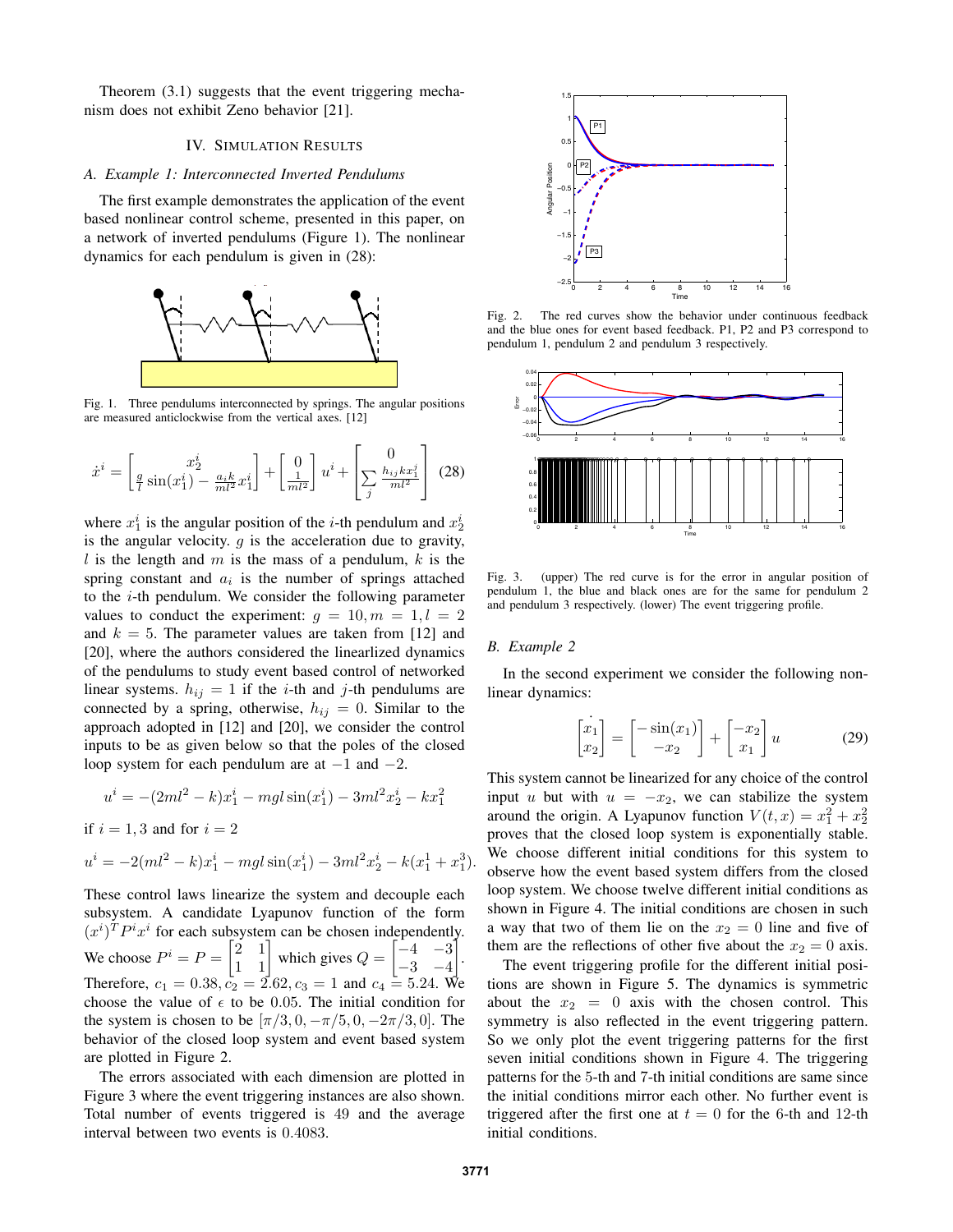Theorem (3.1) suggests that the event triggering mechanism does not exhibit Zeno behavior [21].

## IV. Simulation Results

### A. Example 1: Interconnected Inverted Pendulums

The first example demonstrates the application of the event based nonlinear control scheme, presented in this paper, on a network of inverted pendulums (Figure 1). The nonlinear dynamics for each pendulum is given in (28):

Fig. 1. Three pendulums interconnected by springs. The angular positions are measured anticlockwise from the vertical axes. [12]

$$\dot{x}^i = \begin{bmatrix} x_2^i \\ \frac{g}{l}\sin(x_1^i) - \frac{a_i k}{ml^2}x_1^i \end{bmatrix} + \begin{bmatrix} 0 \\ \frac{1}{ml^2} \end{bmatrix} u^i + \begin{bmatrix} 0 \\ \sum_j \frac{h_{ij} k x_1^j}{ml^2} \end{bmatrix} \quad (28)$$

where $x_1^i$ is the angular position of the $i$-th pendulum and $x_2^i$ is the angular velocity. $g$ is the acceleration due to gravity, $l$ is the length and $m$ is the mass of a pendulum, $k$ is the spring constant and $a_i$ is the number of springs attached to the $i$-th pendulum. We consider the following parameter values to conduct the experiment: $g = 10, m = 1, l = 2$ and $k = 5$. The parameter values are taken from [12] and [20], where the authors considered the linearlized dynamics of the pendulums to study event based control of networked linear systems. $h_{ij} = 1$ if the $i$-th and $j$-th pendulums are connected by a spring, otherwise, $h_{ij} = 0$. Similar to the approach adopted in [12] and [20], we consider the control inputs to be as given below so that the poles of the closed loop system for each pendulum are at $-1$ and $-2$.

$$u^i = -(2ml^2 - k)x_1^i - mgl\sin(x_1^i) - 3ml^2 x_2^i - kx_1^2$$

if $i = 1, 3$ and for $i = 2$

$$u^i = -2(ml^2 - k)x_1^i - mgl\sin(x_1^i) - 3ml^2 x_2^i - k(x_1^1 + x_1^3).$$

These control laws linearize the system and decouple each subsystem. A candidate Lyapunov function of the form $(x^i)^T P^i x^i$ for each subsystem can be chosen independently. We choose $P^i = P = \begin{bmatrix} 2 & 1 \\ 1 & 1 \end{bmatrix}$ which gives $Q = \begin{bmatrix} -4 & -3 \\ -3 & -4 \end{bmatrix}$. Therefore, $c_1 = 0.38, c_2 = 2.62, c_3 = 1$ and $c_4 = 5.24$. We choose the value of $\epsilon$ to be $0.05$. The initial condition for the system is chosen to be $[\pi/3, 0, -\pi/5, 0, -2\pi/3, 0]$. The behavior of the closed loop system and event based system are plotted in Figure 2.

The errors associated with each dimension are plotted in Figure 3 where the event triggering instances are also shown. Total number of events triggered is 49 and the average interval between two events is $0.4083$.

Fig. 2. The red curves show the behavior under continuous feedback and the blue ones for event based feedback. P1, P2 and P3 correspond to pendulum 1, pendulum 2 and pendulum 3 respectively.

Fig. 3. (upper) The red curve is for the error in angular position of pendulum 1, the blue and black ones are for the same for pendulum 2 and pendulum 3 respectively. (lower) The event triggering profile.

### B. Example 2

In the second experiment we consider the following nonlinear dynamics:

$$\begin{bmatrix} \dot{x}_1 \\ \dot{x}_2 \end{bmatrix} = \begin{bmatrix} -\sin(x_1) \\ -x_2 \end{bmatrix} + \begin{bmatrix} -x_2 \\ x_1 \end{bmatrix} u \quad (29)$$

This system cannot be linearized for any choice of the control input $u$ but with $u = -x_2$, we can stabilize the system around the origin. A Lyapunov function $V(t, x) = x_1^2 + x_2^2$ proves that the closed loop system is exponentially stable. We choose different initial conditions for this system to observe how the event based system differs from the closed loop system. We choose twelve different initial conditions as shown in Figure 4. The initial conditions are chosen in such a way that two of them lie on the $x_2 = 0$ line and five of them are the reflections of other five about the $x_2 = 0$ axis.

The event triggering profile for the different initial positions are shown in Figure 5. The dynamics is symmetric about the $x_2 = 0$ axis with the chosen control. This symmetry is also reflected in the event triggering pattern. So we only plot the event triggering patterns for the first seven initial conditions shown in Figure 4. The triggering patterns for the 5-th and 7-th initial conditions are same since the initial conditions mirror each other. No further event is triggered after the first one at $t = 0$ for the 6-th and 12-th initial conditions.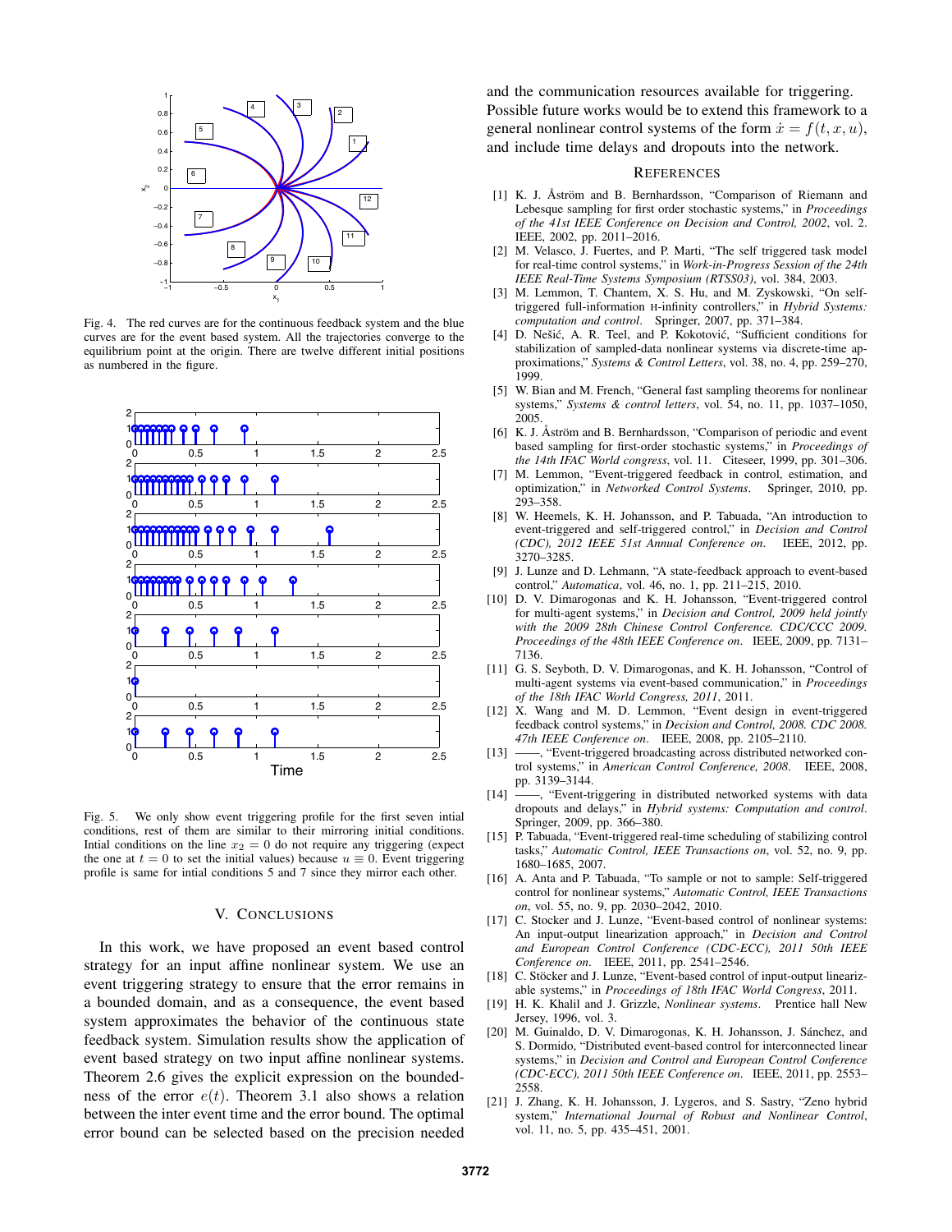1
0.8
0.6
0.4
0.2
0
−0.2
−0.4
−0.6
−0.8
−1
−1
−0.5
0
0.5
1
$x_1$
$x_2$
1
2
3
4
5
6
7
8
9
10
11
12

Fig. 4. The red curves are for the continuous feedback system and the blue curves are for the event based system. All the trajectories converge to the equilibrium point at the origin. There are twelve different initial positions as numbered in the figure.

2
1
0
0
0.5
1
1.5
2
2.5
Time

Fig. 5. We only show event triggering profile for the first seven intial conditions, rest of them are similar to their mirroring initial conditions. Intial conditions on the line $x_2 = 0$ do not require any triggering (expect the one at $t = 0$ to set the initial values) because $u \equiv 0$. Event triggering profile is same for intial conditions 5 and 7 since they mirror each other.

## V. Conclusions

In this work, we have proposed an event based control strategy for an input affine nonlinear system. We use an event triggering strategy to ensure that the error remains in a bounded domain, and as a consequence, the event based system approximates the behavior of the continuous state feedback system. Simulation results show the application of event based strategy on two input affine nonlinear systems. Theorem 2.6 gives the explicit expression on the boundedness of the error $e(t)$. Theorem 3.1 also shows a relation between the inter event time and the error bound. The optimal error bound can be selected based on the precision needed and the communication resources available for triggering. Possible future works would be to extend this framework to a general nonlinear control systems of the form $\dot{x} = f(t, x, u)$, and include time delays and dropouts into the network.

## References

[1] K. J. Åström and B. Bernhardsson, "Comparison of Riemann and Lebesgue sampling for first order stochastic systems," in *Proceedings of the 41st IEEE Conference on Decision and Control, 2002*, vol. 2. IEEE, 2002, pp. 2011–2016.

[2] M. Velasco, J. Fuertes, and P. Marti, "The self triggered task model for real-time control systems," in *Work-in-Progress Session of the 24th IEEE Real-Time Systems Symposium (RTSS03)*, vol. 384, 2003.

[3] M. Lemmon, T. Chantem, X. S. Hu, and M. Zyskowski, "On self-triggered full-information H-infinity controllers," in *Hybrid Systems: computation and control*. Springer, 2007, pp. 371–384.

[4] D. Nešić, A. R. Teel, and P. Kokotović, "Sufficient conditions for stabilization of sampled-data nonlinear systems via discrete-time approximations," *Systems & Control Letters*, vol. 38, no. 4, pp. 259–270, 1999.

[5] W. Bian and M. French, "General fast sampling theorems for nonlinear systems," *Systems & control letters*, vol. 54, no. 11, pp. 1037–1050, 2005.

[6] K. J. Åström and B. Bernhardsson, "Comparison of periodic and event based sampling for first-order stochastic systems," in *Proceedings of the 14th IFAC World congress*, vol. 11. Citeseer, 1999, pp. 301–306.

[7] M. Lemmon, "Event-triggered feedback in control, estimation, and optimization," in *Networked Control Systems*. Springer, 2010, pp. 293–358.

[8] W. Heemels, K. H. Johansson, and P. Tabuada, "An introduction to event-triggered and self-triggered control," in *Decision and Control (CDC), 2012 IEEE 51st Annual Conference on*. IEEE, 2012, pp. 3270–3285.

[9] J. Lunze and D. Lehmann, "A state-feedback approach to event-based control," *Automatica*, vol. 46, no. 1, pp. 211–215, 2010.

[10] D. V. Dimarogonas and K. H. Johansson, "Event-triggered control for multi-agent systems," in *Decision and Control, 2009 held jointly with the 2009 28th Chinese Control Conference. CDC/CCC 2009. Proceedings of the 48th IEEE Conference on*. IEEE, 2009, pp. 7131–7136.

[11] G. S. Seyboth, D. V. Dimarogonas, and K. H. Johansson, "Control of multi-agent systems via event-based communication," in *Proceedings of the 18th IFAC World Congress, 2011*, 2011.

[12] X. Wang and M. D. Lemmon, "Event design in event-triggered feedback control systems," in *Decision and Control, 2008. CDC 2008. 47th IEEE Conference on*. IEEE, 2008, pp. 2105–2110.

[13] ——, "Event-triggered broadcasting across distributed networked control systems," in *American Control Conference, 2008*. IEEE, 2008, pp. 3139–3144.

[14] ——, "Event-triggering in distributed networked systems with data dropouts and delays," in *Hybrid systems: Computation and control*. Springer, 2009, pp. 366–380.

[15] P. Tabuada, "Event-triggered real-time scheduling of stabilizing control tasks," *Automatic Control, IEEE Transactions on*, vol. 52, no. 9, pp. 1680–1685, 2007.

[16] A. Anta and P. Tabuada, "To sample or not to sample: Self-triggered control for nonlinear systems," *Automatic Control, IEEE Transactions on*, vol. 55, no. 9, pp. 2030–2042, 2010.

[17] C. Stocker and J. Lunze, "Event-based control of nonlinear systems: An input-output linearization approach," in *Decision and Control and European Control Conference (CDC-ECC), 2011 50th IEEE Conference on*. IEEE, 2011, pp. 2541–2546.

[18] C. Stöcker and J. Lunze, "Event-based control of input-output linearizable systems," in *Proceedings of 18th IFAC World Congress*, 2011.

[19] H. K. Khalil and J. Grizzle, *Nonlinear systems*. Prentice hall New Jersey, 1996, vol. 3.

[20] M. Guinaldo, D. V. Dimarogonas, K. H. Johansson, J. Sánchez, and S. Dormido, "Distributed event-based control for interconnected linear systems," in *Decision and Control and European Control Conference (CDC-ECC), 2011 50th IEEE Conference on*. IEEE, 2011, pp. 2553–2558.

[21] J. Zhang, K. H. Johansson, J. Lygeros, and S. Sastry, "Zeno hybrid system," *International Journal of Robust and Nonlinear Control*, vol. 11, no. 5, pp. 435–451, 2001.